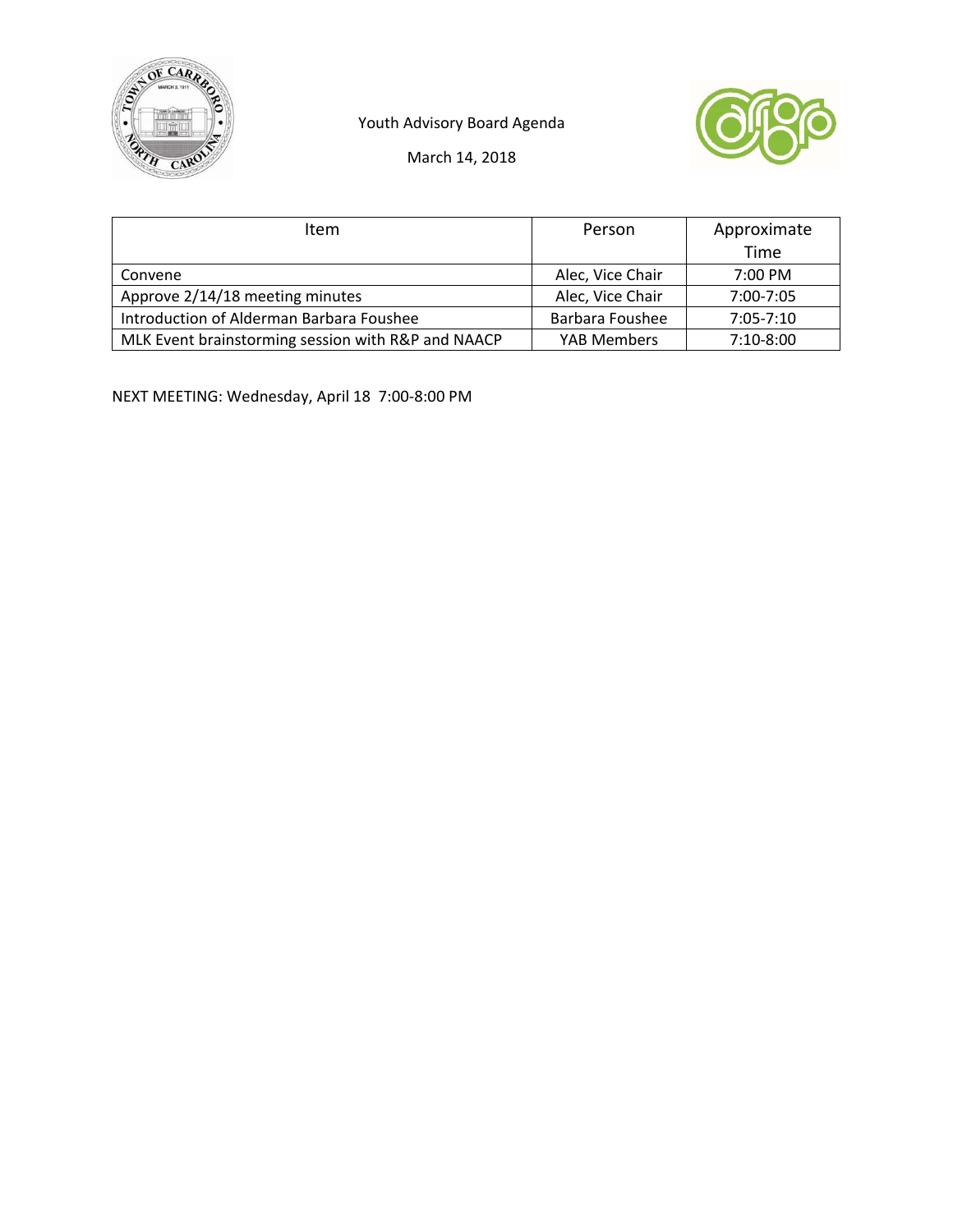Youth Advisory Board Agenda

March 14, 2018

| Item | Person | Approximate Time |
| --- | --- | --- |
| Convene | Alec, Vice Chair | 7:00 PM |
| Approve 2/14/18 meeting minutes | Alec, Vice Chair | 7:00-7:05 |
| Introduction of Alderman Barbara Foushee | Barbara Foushee | 7:05-7:10 |
| MLK Event brainstorming session with R&P and NAACP | YAB Members | 7:10-8:00 |

NEXT MEETING: Wednesday, April 18 7:00-8:00 PM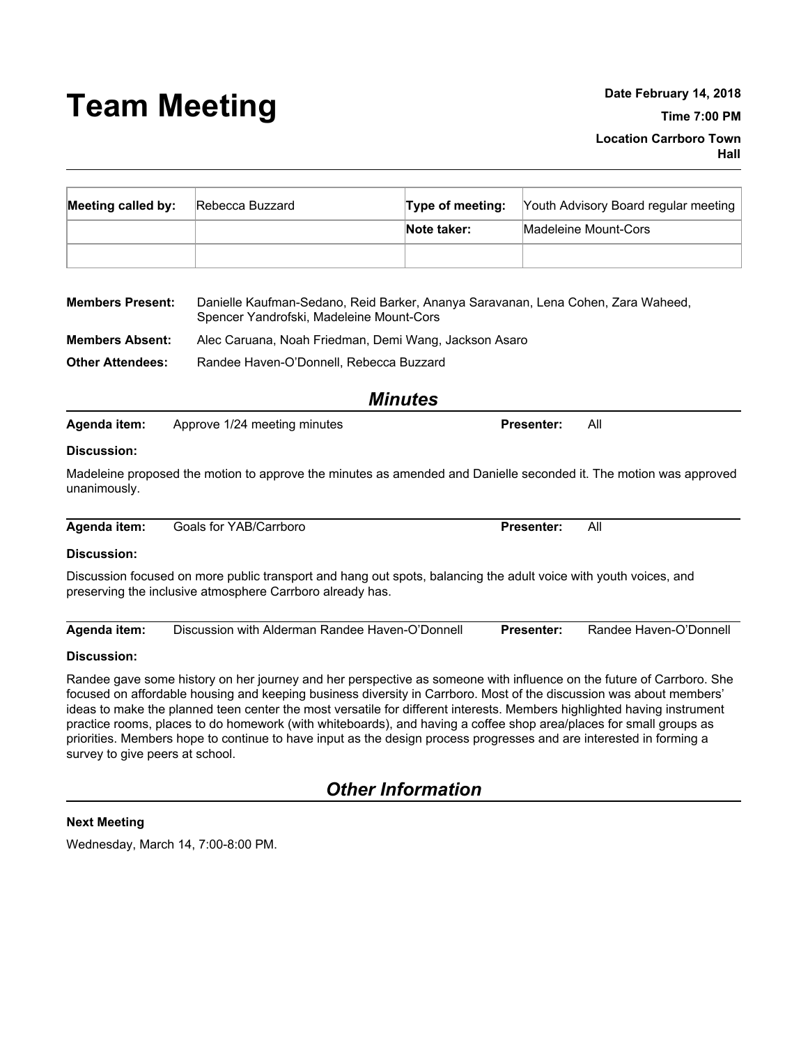# Team Meeting

**Date February 14, 2018**

**Time 7:00 PM**

**Location Carrboro Town Hall**

| **Meeting called by:** | Rebecca Buzzard | **Type of meeting:** | Youth Advisory Board regular meeting |
|---|---|---|---|
| | | **Note taker:** | Madeleine Mount-Cors |
| | | | |

**Members Present:** Danielle Kaufman-Sedano, Reid Barker, Ananya Saravanan, Lena Cohen, Zara Waheed, Spencer Yandrofski, Madeleine Mount-Cors

**Members Absent:** Alec Caruana, Noah Friedman, Demi Wang, Jackson Asaro

**Other Attendees:** Randee Haven-O'Donnell, Rebecca Buzzard

## *Minutes*

**Agenda item:** Approve 1/24 meeting minutes **Presenter:** All

**Discussion:**

Madeleine proposed the motion to approve the minutes as amended and Danielle seconded it. The motion was approved unanimously.

**Agenda item:** Goals for YAB/Carrboro **Presenter:** All

**Discussion:**

Discussion focused on more public transport and hang out spots, balancing the adult voice with youth voices, and preserving the inclusive atmosphere Carrboro already has.

**Agenda item:** Discussion with Alderman Randee Haven-O'Donnell **Presenter:** Randee Haven-O'Donnell

**Discussion:**

Randee gave some history on her journey and her perspective as someone with influence on the future of Carrboro. She focused on affordable housing and keeping business diversity in Carrboro. Most of the discussion was about members' ideas to make the planned teen center the most versatile for different interests. Members highlighted having instrument practice rooms, places to do homework (with whiteboards), and having a coffee shop area/places for small groups as priorities. Members hope to continue to have input as the design process progresses and are interested in forming a survey to give peers at school.

## *Other Information*

**Next Meeting**

Wednesday, March 14, 7:00-8:00 PM.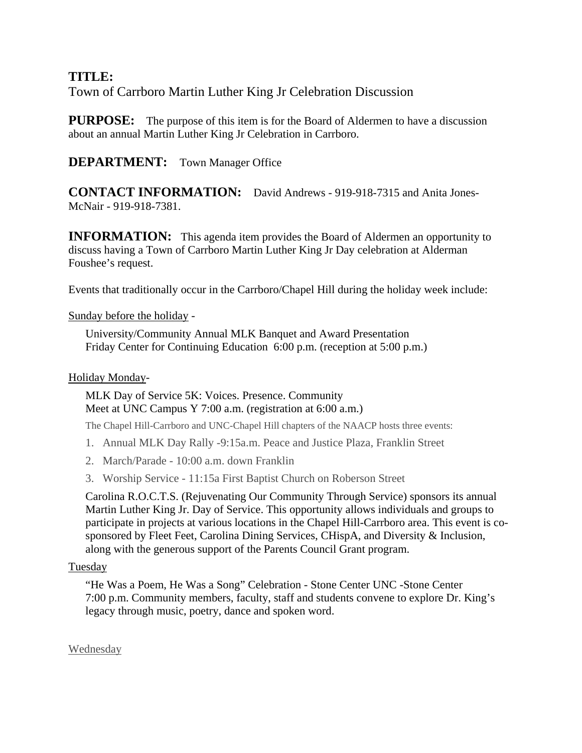**TITLE:**
Town of Carrboro Martin Luther King Jr Celebration Discussion

**PURPOSE:** The purpose of this item is for the Board of Aldermen to have a discussion about an annual Martin Luther King Jr Celebration in Carrboro.

**DEPARTMENT:** Town Manager Office

**CONTACT INFORMATION:** David Andrews - 919-918-7315 and Anita Jones-McNair - 919-918-7381.

**INFORMATION:** This agenda item provides the Board of Aldermen an opportunity to discuss having a Town of Carrboro Martin Luther King Jr Day celebration at Alderman Foushee's request.

Events that traditionally occur in the Carrboro/Chapel Hill during the holiday week include:

<u>Sunday before the holiday</u> -

University/Community Annual MLK Banquet and Award Presentation
Friday Center for Continuing Education 6:00 p.m. (reception at 5:00 p.m.)

<u>Holiday Monday</u>-

MLK Day of Service 5K: Voices. Presence. Community
Meet at UNC Campus Y 7:00 a.m. (registration at 6:00 a.m.)

The Chapel Hill-Carrboro and UNC-Chapel Hill chapters of the NAACP hosts three events:

1. Annual MLK Day Rally -9:15a.m. Peace and Justice Plaza, Franklin Street
2. March/Parade - 10:00 a.m. down Franklin
3. Worship Service - 11:15a First Baptist Church on Roberson Street

Carolina R.O.C.T.S. (Rejuvenating Our Community Through Service) sponsors its annual Martin Luther King Jr. Day of Service. This opportunity allows individuals and groups to participate in projects at various locations in the Chapel Hill-Carrboro area. This event is co-sponsored by Fleet Feet, Carolina Dining Services, CHispA, and Diversity & Inclusion, along with the generous support of the Parents Council Grant program.

<u>Tuesday</u>

"He Was a Poem, He Was a Song" Celebration - Stone Center UNC -Stone Center
7:00 p.m. Community members, faculty, staff and students convene to explore Dr. King's legacy through music, poetry, dance and spoken word.

<u>Wednesday</u>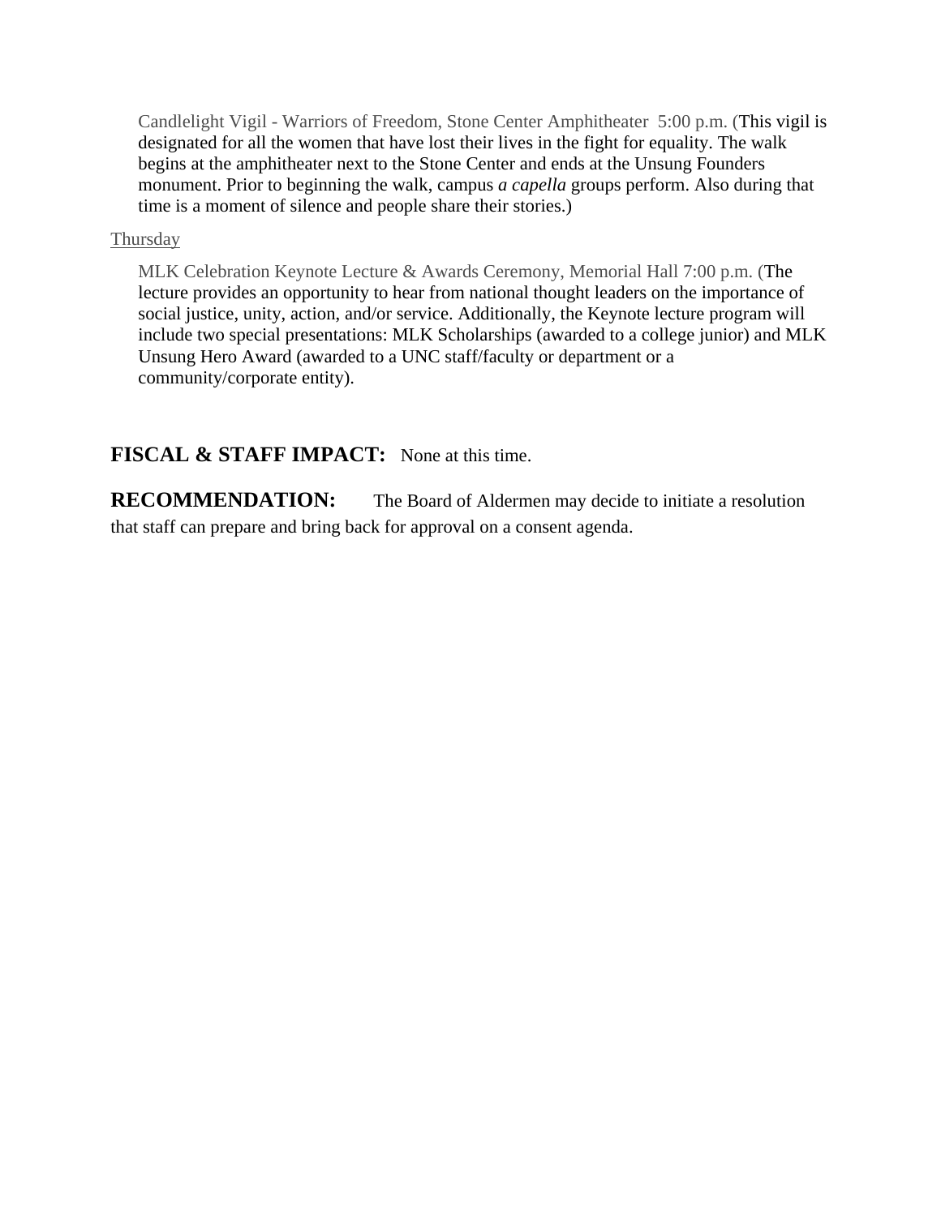Candlelight Vigil - Warriors of Freedom, Stone Center Amphitheater 5:00 p.m. (This vigil is designated for all the women that have lost their lives in the fight for equality. The walk begins at the amphitheater next to the Stone Center and ends at the Unsung Founders monument. Prior to beginning the walk, campus *a capella* groups perform. Also during that time is a moment of silence and people share their stories.)

Thursday

MLK Celebration Keynote Lecture & Awards Ceremony, Memorial Hall 7:00 p.m. (The lecture provides an opportunity to hear from national thought leaders on the importance of social justice, unity, action, and/or service. Additionally, the Keynote lecture program will include two special presentations: MLK Scholarships (awarded to a college junior) and MLK Unsung Hero Award (awarded to a UNC staff/faculty or department or a community/corporate entity).

**FISCAL & STAFF IMPACT:** None at this time.

**RECOMMENDATION:** The Board of Aldermen may decide to initiate a resolution that staff can prepare and bring back for approval on a consent agenda.